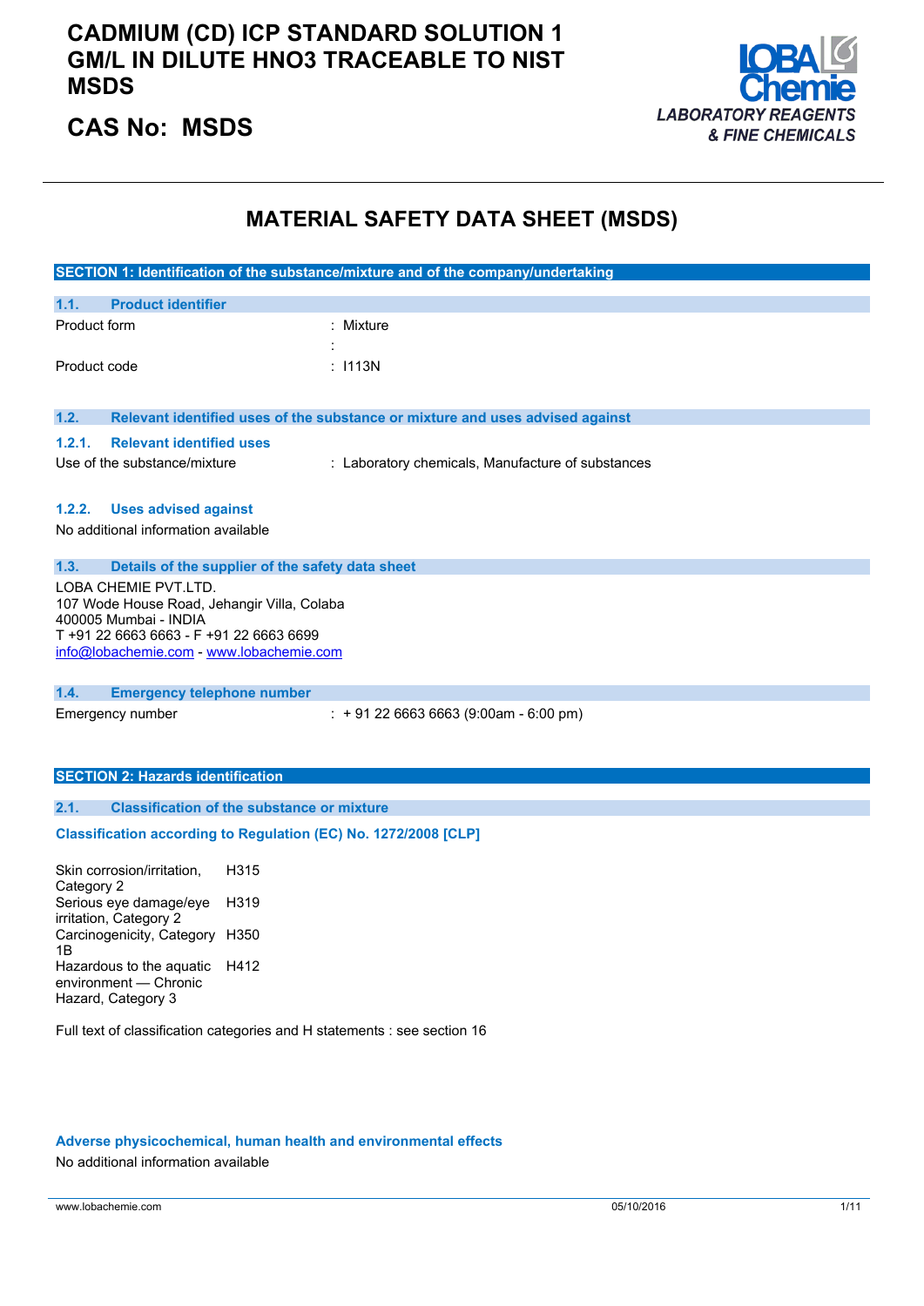# CADMIUM (CD) ICP STANDARD SOLUTION 1 GM/L IN DILUTE HNO3 TRACEABLE TO NIST MSDS

## CAS No: MSDS

LOBA Chemie
*LABORATORY REAGENTS & FINE CHEMICALS*

# MATERIAL SAFETY DATA SHEET (MSDS)

## SECTION 1: Identification of the substance/mixture and of the company/undertaking

### 1.1. Product identifier

| | |
|---|---|
| Product form | : Mixture |
| | : |
| Product code | : I113N |

### 1.2. Relevant identified uses of the substance or mixture and uses advised against

#### 1.2.1. Relevant identified uses

Use of the substance/mixture : Laboratory chemicals, Manufacture of substances

#### 1.2.2. Uses advised against

No additional information available

### 1.3. Details of the supplier of the safety data sheet

LOBA CHEMIE PVT.LTD.
107 Wode House Road, Jehangir Villa, Colaba
400005 Mumbai - INDIA
T +91 22 6663 6663 - F +91 22 6663 6699
info@lobachemie.com - www.lobachemie.com

### 1.4. Emergency telephone number

Emergency number : + 91 22 6663 6663 (9:00am - 6:00 pm)

## SECTION 2: Hazards identification

### 2.1. Classification of the substance or mixture

**Classification according to Regulation (EC) No. 1272/2008 [CLP]**

| | |
|---|---|
| Skin corrosion/irritation, Category 2 | H315 |
| Serious eye damage/eye irritation, Category 2 | H319 |
| Carcinogenicity, Category 1B | H350 |
| Hazardous to the aquatic environment — Chronic Hazard, Category 3 | H412 |

Full text of classification categories and H statements : see section 16

**Adverse physicochemical, human health and environmental effects**

No additional information available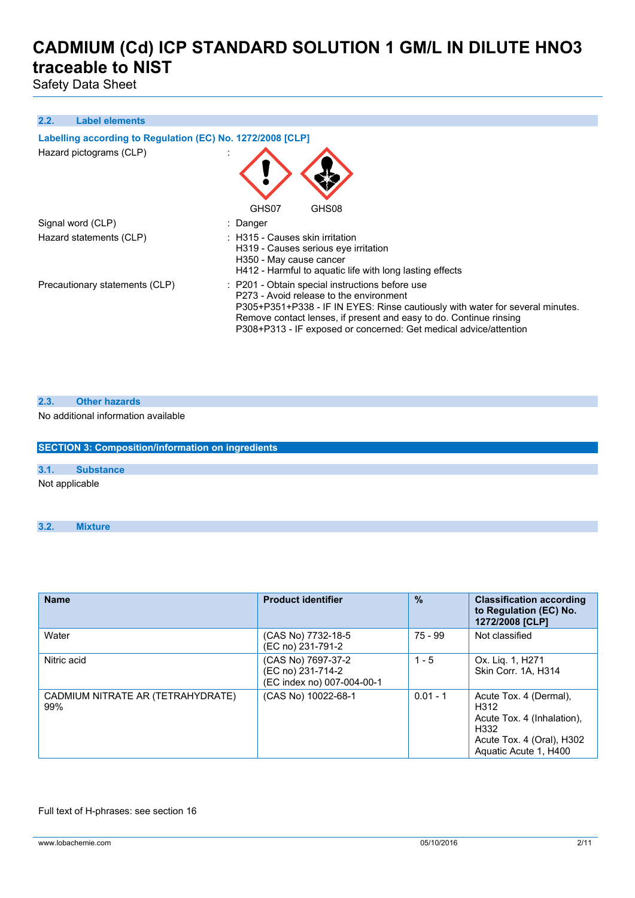### 2.2. Label elements

**Labelling according to Regulation (EC) No. 1272/2008 [CLP]**

Hazard pictograms (CLP) :

GHS07 GHS08

Signal word (CLP) : Danger

Hazard statements (CLP) :
H315 - Causes skin irritation
H319 - Causes serious eye irritation
H350 - May cause cancer
H412 - Harmful to aquatic life with long lasting effects

Precautionary statements (CLP) :
P201 - Obtain special instructions before use
P273 - Avoid release to the environment
P305+P351+P338 - IF IN EYES: Rinse cautiously with water for several minutes. Remove contact lenses, if present and easy to do. Continue rinsing
P308+P313 - IF exposed or concerned: Get medical advice/attention

### 2.3. Other hazards

No additional information available

## SECTION 3: Composition/information on ingredients

### 3.1. Substance

Not applicable

### 3.2. Mixture

| Name | Product identifier | % | Classification according to Regulation (EC) No. 1272/2008 [CLP] |
|---|---|---|---|
| Water | (CAS No) 7732-18-5<br>(EC no) 231-791-2 | 75 - 99 | Not classified |
| Nitric acid | (CAS No) 7697-37-2<br>(EC no) 231-714-2<br>(EC index no) 007-004-00-1 | 1 - 5 | Ox. Liq. 1, H271<br>Skin Corr. 1A, H314 |
| CADMIUM NITRATE AR (TETRAHYDRATE) 99% | (CAS No) 10022-68-1 | 0.01 - 1 | Acute Tox. 4 (Dermal), H312<br>Acute Tox. 4 (Inhalation), H332<br>Acute Tox. 4 (Oral), H302<br>Aquatic Acute 1, H400 |

Full text of H-phrases: see section 16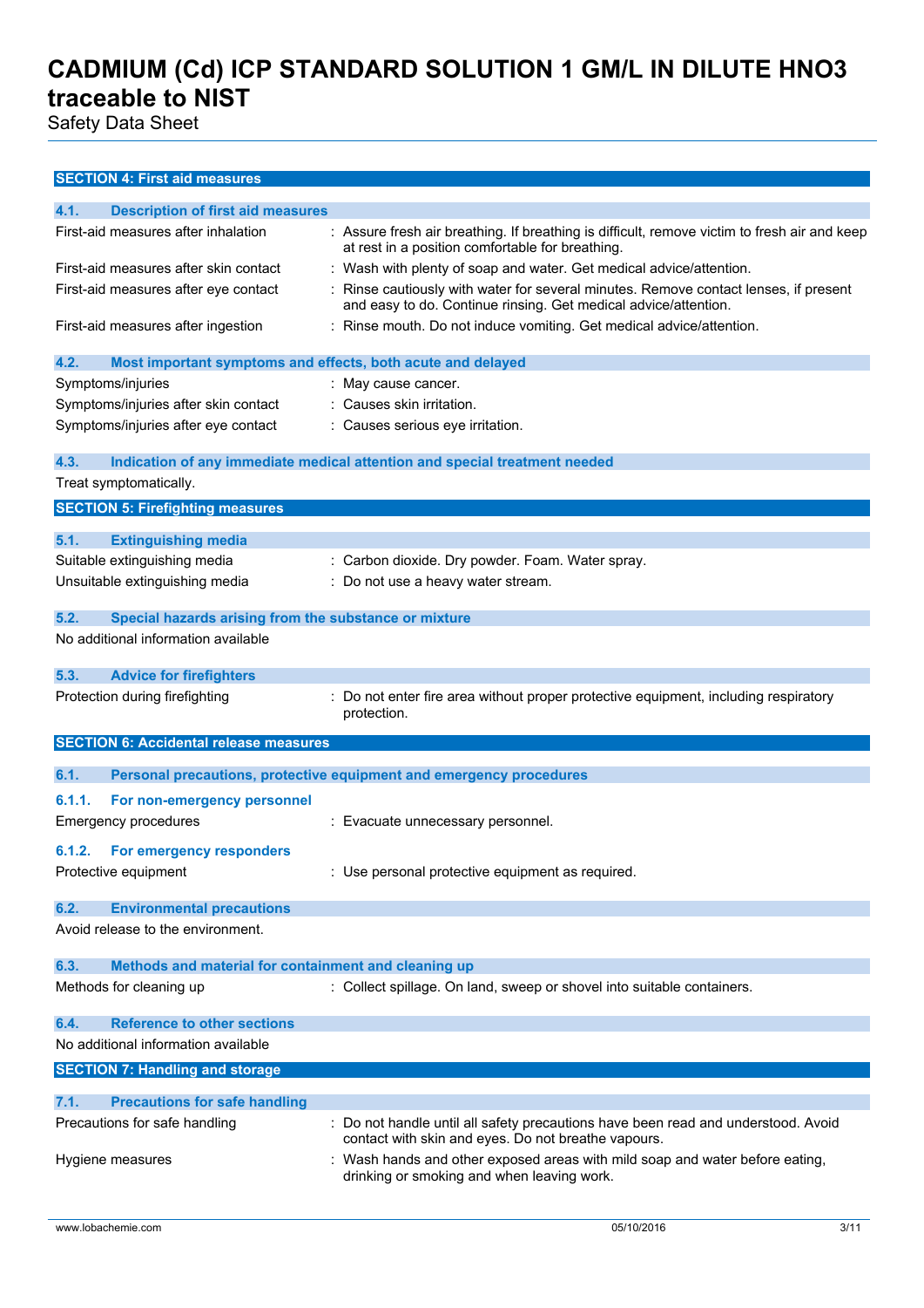## SECTION 4: First aid measures

### 4.1. Description of first aid measures

| | |
|---|---|
| First-aid measures after inhalation | : Assure fresh air breathing. If breathing is difficult, remove victim to fresh air and keep at rest in a position comfortable for breathing. |
| First-aid measures after skin contact | : Wash with plenty of soap and water. Get medical advice/attention. |
| First-aid measures after eye contact | : Rinse cautiously with water for several minutes. Remove contact lenses, if present and easy to do. Continue rinsing. Get medical advice/attention. |
| First-aid measures after ingestion | : Rinse mouth. Do not induce vomiting. Get medical advice/attention. |

### 4.2. Most important symptoms and effects, both acute and delayed

| | |
|---|---|
| Symptoms/injuries | : May cause cancer. |
| Symptoms/injuries after skin contact | : Causes skin irritation. |
| Symptoms/injuries after eye contact | : Causes serious eye irritation. |

### 4.3. Indication of any immediate medical attention and special treatment needed

Treat symptomatically.

## SECTION 5: Firefighting measures

### 5.1. Extinguishing media

| | |
|---|---|
| Suitable extinguishing media | : Carbon dioxide. Dry powder. Foam. Water spray. |
| Unsuitable extinguishing media | : Do not use a heavy water stream. |

### 5.2. Special hazards arising from the substance or mixture

No additional information available

### 5.3. Advice for firefighters

| | |
|---|---|
| Protection during firefighting | : Do not enter fire area without proper protective equipment, including respiratory protection. |

## SECTION 6: Accidental release measures

### 6.1. Personal precautions, protective equipment and emergency procedures

#### 6.1.1. For non-emergency personnel

| | |
|---|---|
| Emergency procedures | : Evacuate unnecessary personnel. |

#### 6.1.2. For emergency responders

| | |
|---|---|
| Protective equipment | : Use personal protective equipment as required. |

### 6.2. Environmental precautions

Avoid release to the environment.

### 6.3. Methods and material for containment and cleaning up

| | |
|---|---|
| Methods for cleaning up | : Collect spillage. On land, sweep or shovel into suitable containers. |

### 6.4. Reference to other sections

No additional information available

## SECTION 7: Handling and storage

### 7.1. Precautions for safe handling

| | |
|---|---|
| Precautions for safe handling | : Do not handle until all safety precautions have been read and understood. Avoid contact with skin and eyes. Do not breathe vapours. |
| Hygiene measures | : Wash hands and other exposed areas with mild soap and water before eating, drinking or smoking and when leaving work. |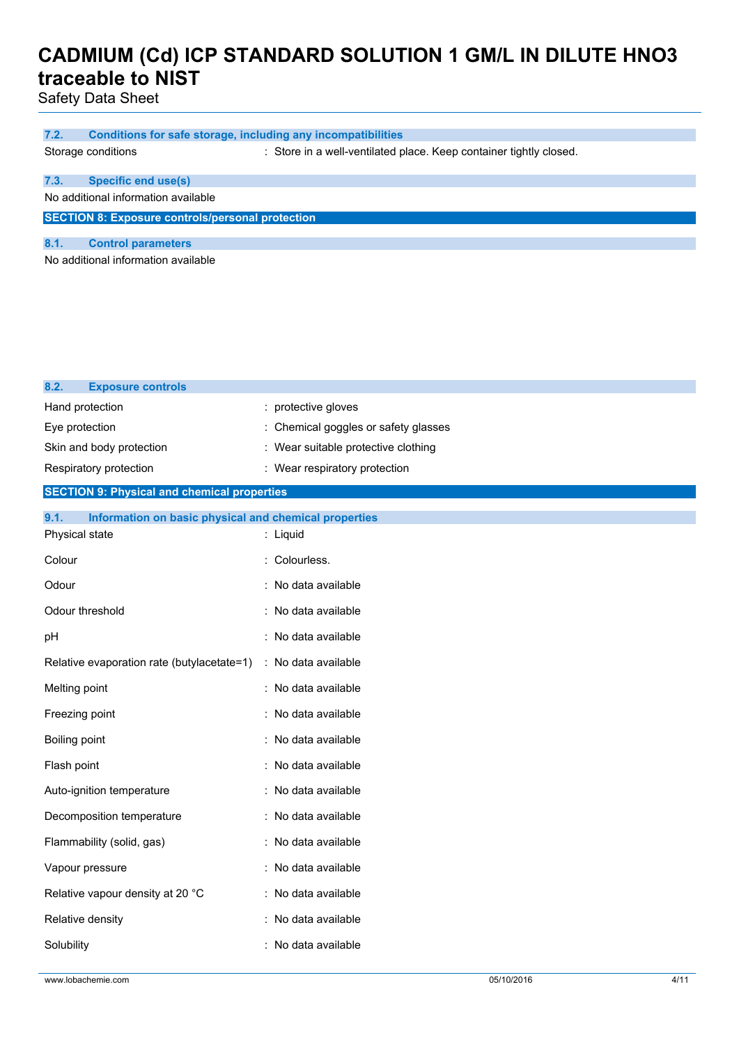#### 7.2. Conditions for safe storage, including any incompatibilities

Storage conditions : Store in a well-ventilated place. Keep container tightly closed.

#### 7.3. Specific end use(s)

No additional information available

## SECTION 8: Exposure controls/personal protection

#### 8.1. Control parameters

No additional information available

#### 8.2. Exposure controls

| | |
|---|---|
| Hand protection | : protective gloves |
| Eye protection | : Chemical goggles or safety glasses |
| Skin and body protection | : Wear suitable protective clothing |
| Respiratory protection | : Wear respiratory protection |

## SECTION 9: Physical and chemical properties

#### 9.1. Information on basic physical and chemical properties

| | |
|---|---|
| Physical state | : Liquid |
| Colour | : Colourless. |
| Odour | : No data available |
| Odour threshold | : No data available |
| pH | : No data available |
| Relative evaporation rate (butylacetate=1) | : No data available |
| Melting point | : No data available |
| Freezing point | : No data available |
| Boiling point | : No data available |
| Flash point | : No data available |
| Auto-ignition temperature | : No data available |
| Decomposition temperature | : No data available |
| Flammability (solid, gas) | : No data available |
| Vapour pressure | : No data available |
| Relative vapour density at 20 °C | : No data available |
| Relative density | : No data available |
| Solubility | : No data available |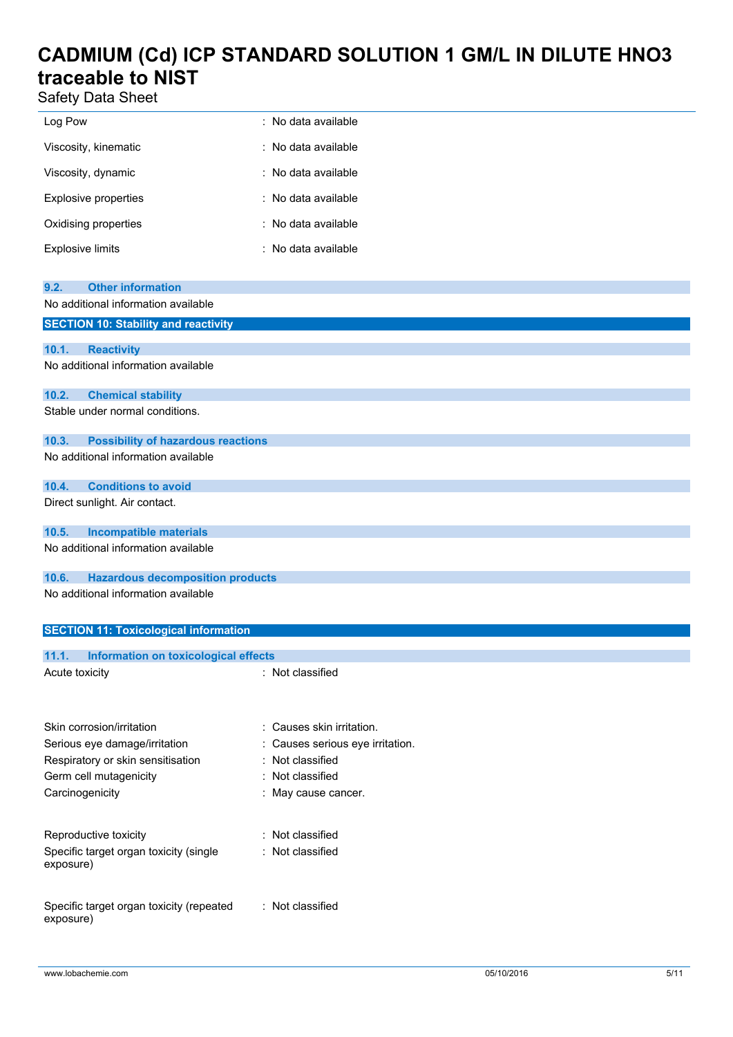| | |
|---|---|
| Log Pow | : No data available |
| Viscosity, kinematic | : No data available |
| Viscosity, dynamic | : No data available |
| Explosive properties | : No data available |
| Oxidising properties | : No data available |
| Explosive limits | : No data available |

### 9.2. Other information

No additional information available

## SECTION 10: Stability and reactivity

### 10.1. Reactivity

No additional information available

### 10.2. Chemical stability

Stable under normal conditions.

### 10.3. Possibility of hazardous reactions

No additional information available

### 10.4. Conditions to avoid

Direct sunlight. Air contact.

### 10.5. Incompatible materials

No additional information available

### 10.6. Hazardous decomposition products

No additional information available

## SECTION 11: Toxicological information

### 11.1. Information on toxicological effects

| | |
|---|---|
| Acute toxicity | : Not classified |
| Skin corrosion/irritation | : Causes skin irritation. |
| Serious eye damage/irritation | : Causes serious eye irritation. |
| Respiratory or skin sensitisation | : Not classified |
| Germ cell mutagenicity | : Not classified |
| Carcinogenicity | : May cause cancer. |
| Reproductive toxicity | : Not classified |
| Specific target organ toxicity (single exposure) | : Not classified |
| Specific target organ toxicity (repeated exposure) | : Not classified |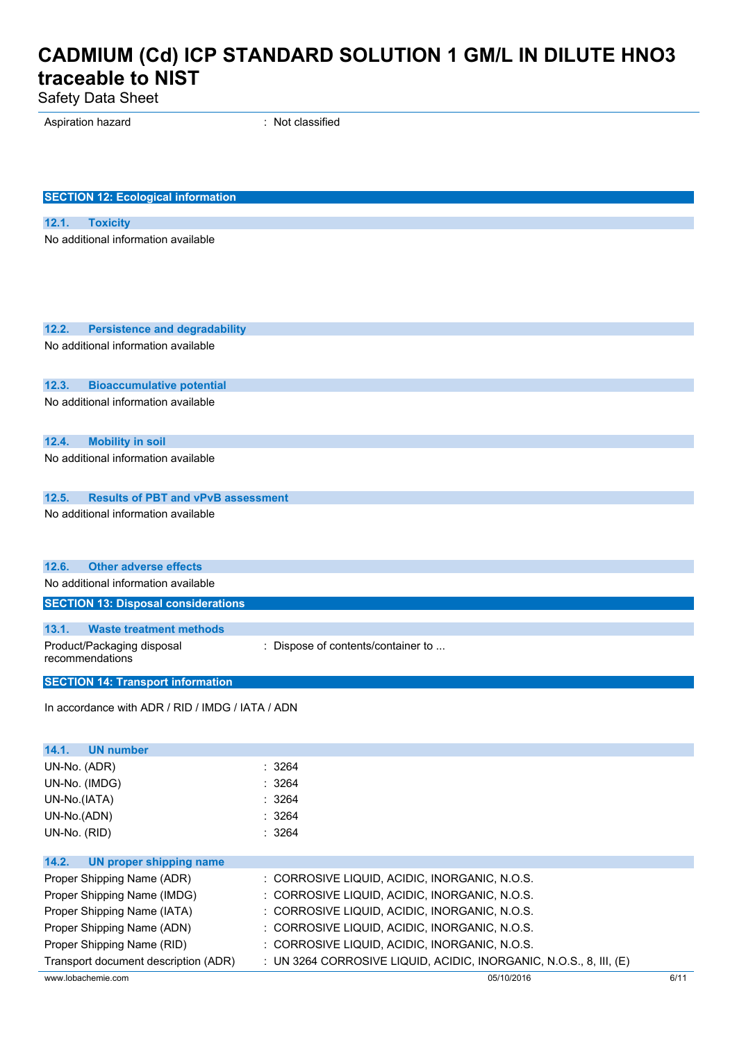| | |
|---|---|
| Aspiration hazard | : Not classified |

## SECTION 12: Ecological information

### 12.1. Toxicity

No additional information available

### 12.2. Persistence and degradability

No additional information available

### 12.3. Bioaccumulative potential

No additional information available

### 12.4. Mobility in soil

No additional information available

### 12.5. Results of PBT and vPvB assessment

No additional information available

### 12.6. Other adverse effects

No additional information available

## SECTION 13: Disposal considerations

### 13.1. Waste treatment methods

| | |
|---|---|
| Product/Packaging disposal recommendations | : Dispose of contents/container to ... |

## SECTION 14: Transport information

In accordance with ADR / RID / IMDG / IATA / ADN

### 14.1. UN number

| | |
|---|---|
| UN-No. (ADR) | : 3264 |
| UN-No. (IMDG) | : 3264 |
| UN-No.(IATA) | : 3264 |
| UN-No.(ADN) | : 3264 |
| UN-No. (RID) | : 3264 |

### 14.2. UN proper shipping name

| | |
|---|---|
| Proper Shipping Name (ADR) | : CORROSIVE LIQUID, ACIDIC, INORGANIC, N.O.S. |
| Proper Shipping Name (IMDG) | : CORROSIVE LIQUID, ACIDIC, INORGANIC, N.O.S. |
| Proper Shipping Name (IATA) | : CORROSIVE LIQUID, ACIDIC, INORGANIC, N.O.S. |
| Proper Shipping Name (ADN) | : CORROSIVE LIQUID, ACIDIC, INORGANIC, N.O.S. |
| Proper Shipping Name (RID) | : CORROSIVE LIQUID, ACIDIC, INORGANIC, N.O.S. |
| Transport document description (ADR) | : UN 3264 CORROSIVE LIQUID, ACIDIC, INORGANIC, N.O.S., 8, III, (E) |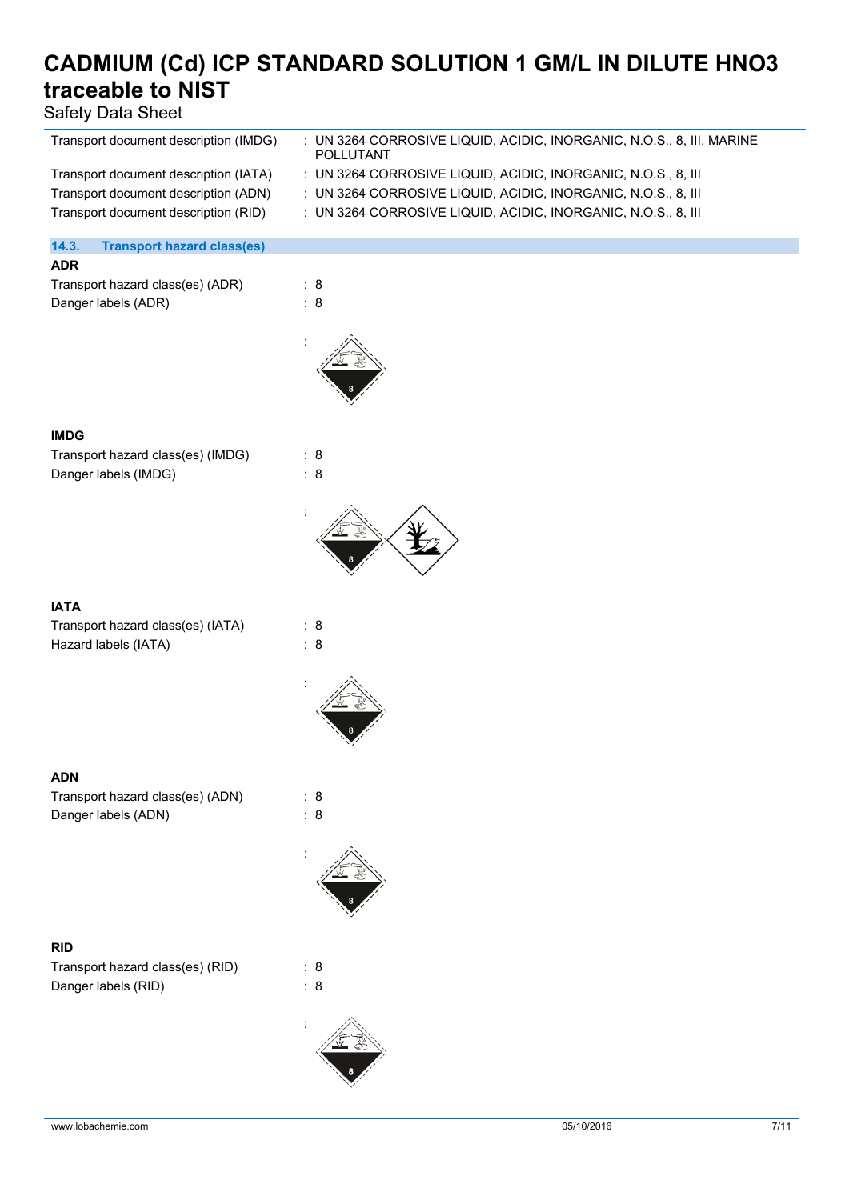Transport document description (IMDG) : UN 3264 CORROSIVE LIQUID, ACIDIC, INORGANIC, N.O.S., 8, III, MARINE POLLUTANT

Transport document description (IATA) : UN 3264 CORROSIVE LIQUID, ACIDIC, INORGANIC, N.O.S., 8, III

Transport document description (ADN) : UN 3264 CORROSIVE LIQUID, ACIDIC, INORGANIC, N.O.S., 8, III

Transport document description (RID) : UN 3264 CORROSIVE LIQUID, ACIDIC, INORGANIC, N.O.S., 8, III

## 14.3. Transport hazard class(es)

**ADR**

Transport hazard class(es) (ADR) : 8

Danger labels (ADR) : 8

:

**IMDG**

Transport hazard class(es) (IMDG) : 8

Danger labels (IMDG) : 8

:

**IATA**

Transport hazard class(es) (IATA) : 8

Hazard labels (IATA) : 8

:

**ADN**

Transport hazard class(es) (ADN) : 8

Danger labels (ADN) : 8

:

**RID**

Transport hazard class(es) (RID) : 8

Danger labels (RID) : 8

: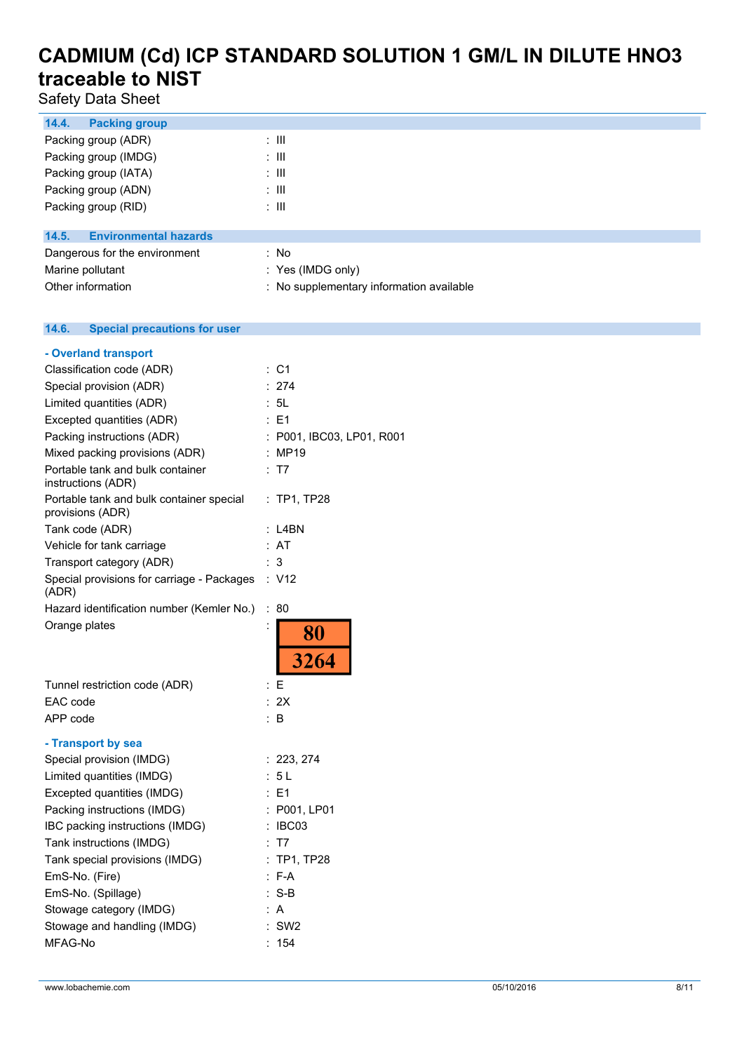### 14.4. Packing group

| | |
|---|---|
| Packing group (ADR) | : III |
| Packing group (IMDG) | : III |
| Packing group (IATA) | : III |
| Packing group (ADN) | : III |
| Packing group (RID) | : III |

### 14.5. Environmental hazards

| | |
|---|---|
| Dangerous for the environment | : No |
| Marine pollutant | : Yes (IMDG only) |
| Other information | : No supplementary information available |

### 14.6. Special precautions for user

**- Overland transport**

| | |
|---|---|
| Classification code (ADR) | : C1 |
| Special provision (ADR) | : 274 |
| Limited quantities (ADR) | : 5L |
| Excepted quantities (ADR) | : E1 |
| Packing instructions (ADR) | : P001, IBC03, LP01, R001 |
| Mixed packing provisions (ADR) | : MP19 |
| Portable tank and bulk container instructions (ADR) | : T7 |
| Portable tank and bulk container special provisions (ADR) | : TP1, TP28 |
| Tank code (ADR) | : L4BN |
| Vehicle for tank carriage | : AT |
| Transport category (ADR) | : 3 |
| Special provisions for carriage - Packages (ADR) | : V12 |
| Hazard identification number (Kemler No.) | : 80 |
| Orange plates | : 80 / 3264 |
| Tunnel restriction code (ADR) | : E |
| EAC code | : 2X |
| APP code | : B |

**- Transport by sea**

| | |
|---|---|
| Special provision (IMDG) | : 223, 274 |
| Limited quantities (IMDG) | : 5 L |
| Excepted quantities (IMDG) | : E1 |
| Packing instructions (IMDG) | : P001, LP01 |
| IBC packing instructions (IMDG) | : IBC03 |
| Tank instructions (IMDG) | : T7 |
| Tank special provisions (IMDG) | : TP1, TP28 |
| EmS-No. (Fire) | : F-A |
| EmS-No. (Spillage) | : S-B |
| Stowage category (IMDG) | : A |
| Stowage and handling (IMDG) | : SW2 |
| MFAG-No | : 154 |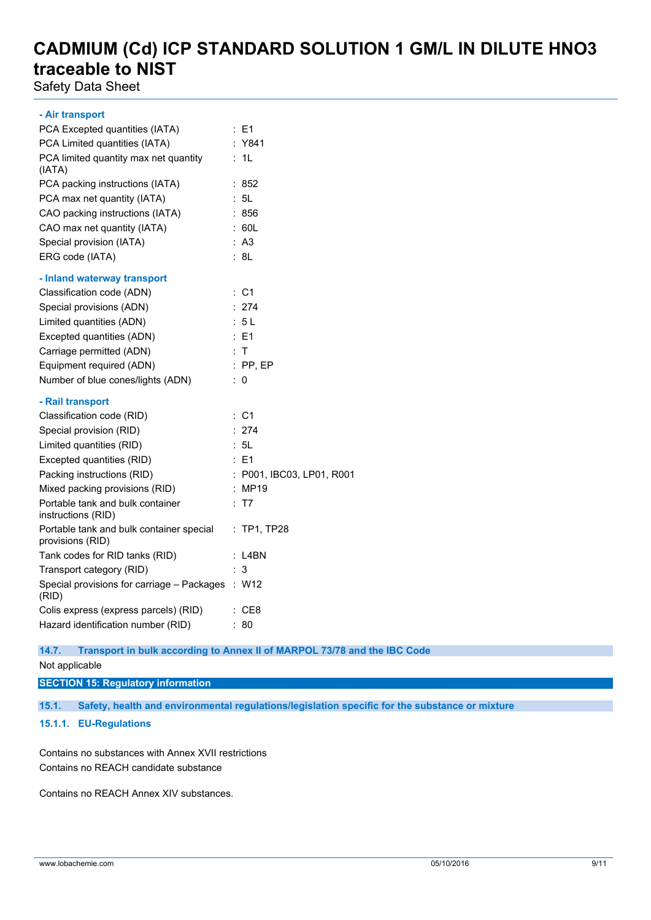**- Air transport**

| | |
|---|---|
| PCA Excepted quantities (IATA) | : E1 |
| PCA Limited quantities (IATA) | : Y841 |
| PCA limited quantity max net quantity (IATA) | : 1L |
| PCA packing instructions (IATA) | : 852 |
| PCA max net quantity (IATA) | : 5L |
| CAO packing instructions (IATA) | : 856 |
| CAO max net quantity (IATA) | : 60L |
| Special provision (IATA) | : A3 |
| ERG code (IATA) | : 8L |

**- Inland waterway transport**

| | |
|---|---|
| Classification code (ADN) | : C1 |
| Special provisions (ADN) | : 274 |
| Limited quantities (ADN) | : 5 L |
| Excepted quantities (ADN) | : E1 |
| Carriage permitted (ADN) | : T |
| Equipment required (ADN) | : PP, EP |
| Number of blue cones/lights (ADN) | : 0 |

**- Rail transport**

| | |
|---|---|
| Classification code (RID) | : C1 |
| Special provision (RID) | : 274 |
| Limited quantities (RID) | : 5L |
| Excepted quantities (RID) | : E1 |
| Packing instructions (RID) | : P001, IBC03, LP01, R001 |
| Mixed packing provisions (RID) | : MP19 |
| Portable tank and bulk container instructions (RID) | : T7 |
| Portable tank and bulk container special provisions (RID) | : TP1, TP28 |
| Tank codes for RID tanks (RID) | : L4BN |
| Transport category (RID) | : 3 |
| Special provisions for carriage – Packages (RID) | : W12 |
| Colis express (express parcels) (RID) | : CE8 |
| Hazard identification number (RID) | : 80 |

### 14.7. Transport in bulk according to Annex II of MARPOL 73/78 and the IBC Code

Not applicable

## SECTION 15: Regulatory information

### 15.1. Safety, health and environmental regulations/legislation specific for the substance or mixture

#### 15.1.1. EU-Regulations

Contains no substances with Annex XVII restrictions
Contains no REACH candidate substance

Contains no REACH Annex XIV substances.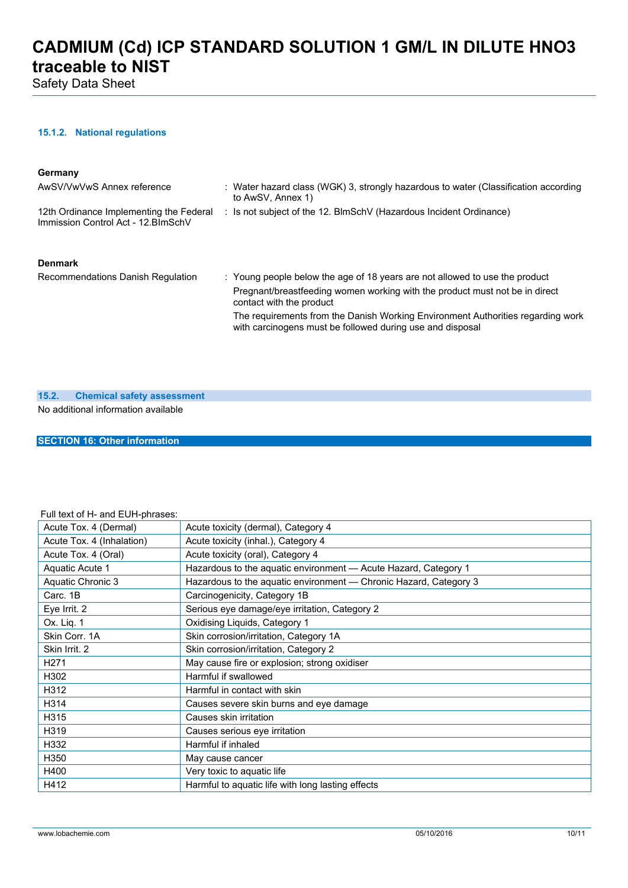#### 15.1.2. National regulations

**Germany**

| | |
|---|---|
| AwSV/VwVwS Annex reference | : Water hazard class (WGK) 3, strongly hazardous to water (Classification according to AwSV, Annex 1) |
| 12th Ordinance Implementing the Federal Immission Control Act - 12.BImSchV | : Is not subject of the 12. BImSchV (Hazardous Incident Ordinance) |

**Denmark**

| | |
|---|---|
| Recommendations Danish Regulation | : Young people below the age of 18 years are not allowed to use the product<br>Pregnant/breastfeeding women working with the product must not be in direct contact with the product<br>The requirements from the Danish Working Environment Authorities regarding work with carcinogens must be followed during use and disposal |

### 15.2. Chemical safety assessment

No additional information available

## SECTION 16: Other information

Full text of H- and EUH-phrases:

| | |
|---|---|
| Acute Tox. 4 (Dermal) | Acute toxicity (dermal), Category 4 |
| Acute Tox. 4 (Inhalation) | Acute toxicity (inhal.), Category 4 |
| Acute Tox. 4 (Oral) | Acute toxicity (oral), Category 4 |
| Aquatic Acute 1 | Hazardous to the aquatic environment — Acute Hazard, Category 1 |
| Aquatic Chronic 3 | Hazardous to the aquatic environment — Chronic Hazard, Category 3 |
| Carc. 1B | Carcinogenicity, Category 1B |
| Eye Irrit. 2 | Serious eye damage/eye irritation, Category 2 |
| Ox. Liq. 1 | Oxidising Liquids, Category 1 |
| Skin Corr. 1A | Skin corrosion/irritation, Category 1A |
| Skin Irrit. 2 | Skin corrosion/irritation, Category 2 |
| H271 | May cause fire or explosion; strong oxidiser |
| H302 | Harmful if swallowed |
| H312 | Harmful in contact with skin |
| H314 | Causes severe skin burns and eye damage |
| H315 | Causes skin irritation |
| H319 | Causes serious eye irritation |
| H332 | Harmful if inhaled |
| H350 | May cause cancer |
| H400 | Very toxic to aquatic life |
| H412 | Harmful to aquatic life with long lasting effects |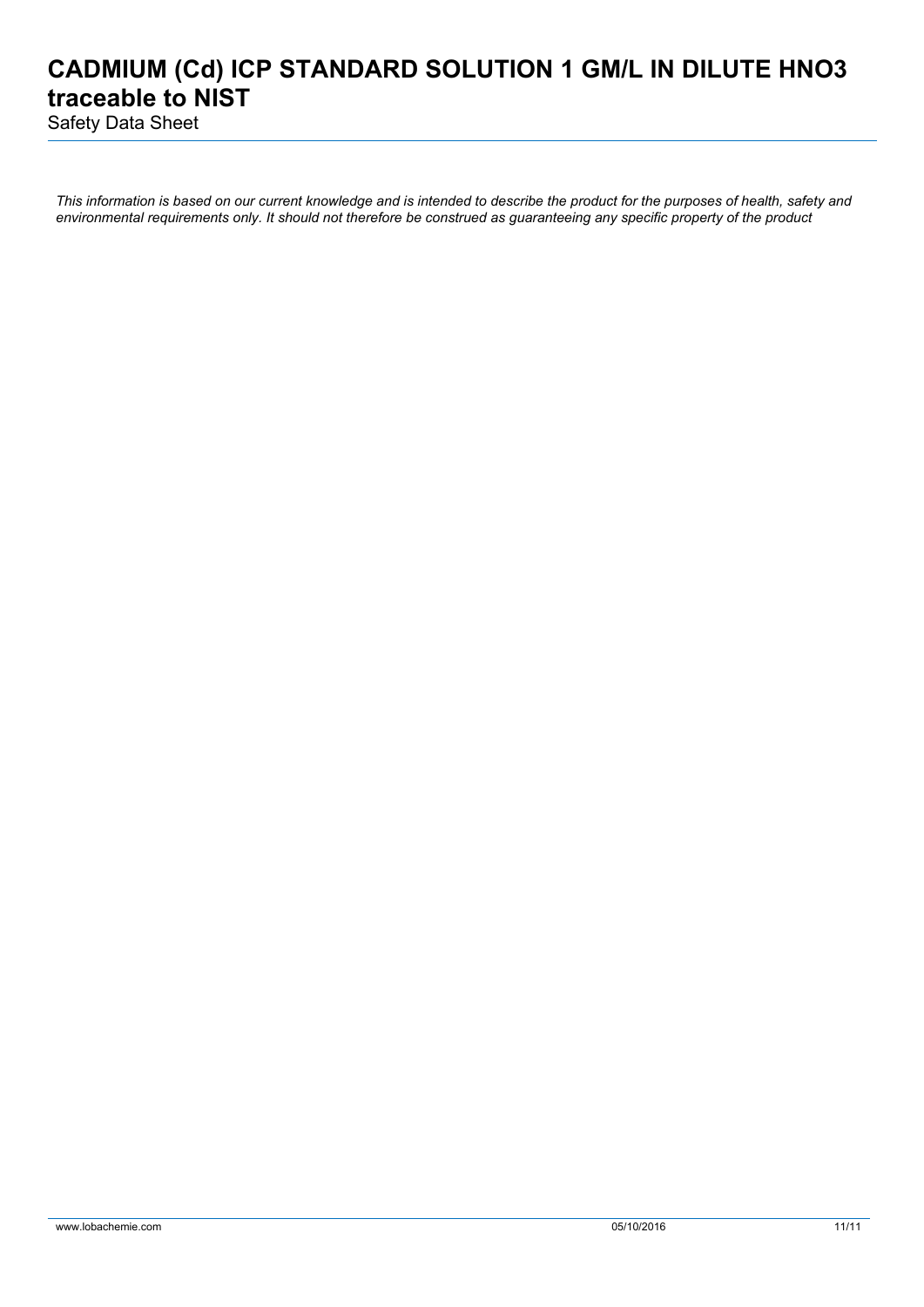*This information is based on our current knowledge and is intended to describe the product for the purposes of health, safety and environmental requirements only. It should not therefore be construed as guaranteeing any specific property of the product*